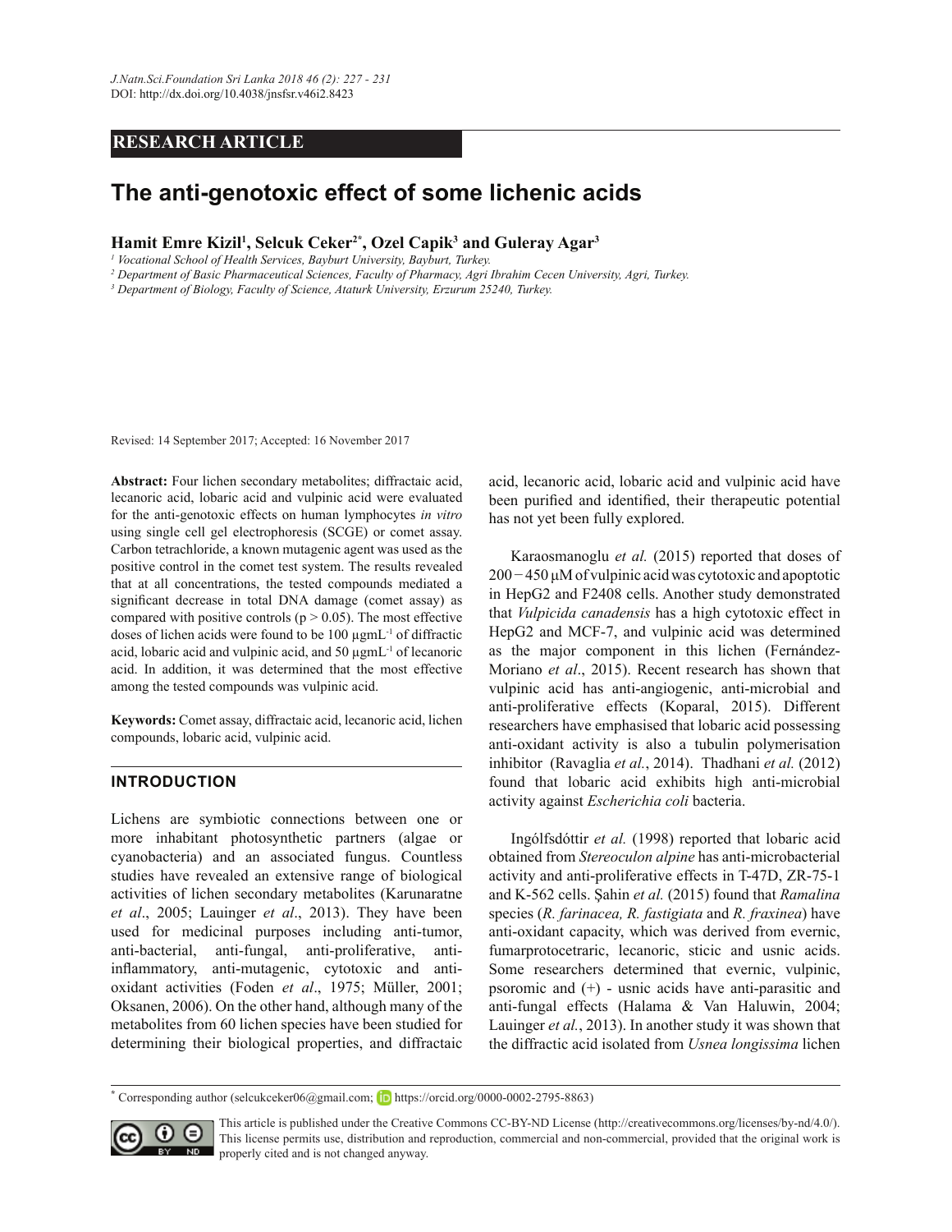RESEARCH ARTICLE

# The anti-genotoxic effect of some lichenic acids

**Hamit Emre Kizil[1], Selcuk Ceker[2*], Ozel Capik[3] and Guleray Agar[3]**

[1] *Vocational School of Health Services, Bayburt University, Bayburt, Turkey.*
[2] *Department of Basic Pharmaceutical Sciences, Faculty of Pharmacy, Agri Ibrahim Cecen University, Agri, Turkey.*
[3] *Department of Biology, Faculty of Science, Ataturk University, Erzurum 25240, Turkey.*

Revised: 14 September 2017; Accepted: 16 November 2017

**Abstract:** Four lichen secondary metabolites; diffractaic acid, lecanoric acid, lobaric acid and vulpinic acid were evaluated for the anti-genotoxic effects on human lymphocytes *in vitro* using single cell gel electrophoresis (SCGE) or comet assay. Carbon tetrachloride, a known mutagenic agent was used as the positive control in the comet test system. The results revealed that at all concentrations, the tested compounds mediated a significant decrease in total DNA damage (comet assay) as compared with positive controls ($p > 0.05$). The most effective doses of lichen acids were found to be 100 μgmL$^{-1}$ of diffractic acid, lobaric acid and vulpinic acid, and 50 μgmL$^{-1}$ of lecanoric acid. In addition, it was determined that the most effective among the tested compounds was vulpinic acid.

**Keywords:** Comet assay, diffractaic acid, lecanoric acid, lichen compounds, lobaric acid, vulpinic acid.

## INTRODUCTION

Lichens are symbiotic connections between one or more inhabitant photosynthetic partners (algae or cyanobacteria) and an associated fungus. Countless studies have revealed an extensive range of biological activities of lichen secondary metabolites (Karunaratne *et al*., 2005; Lauinger *et al*., 2013). They have been used for medicinal purposes including anti-tumor, anti-bacterial, anti-fungal, anti-proliferative, anti-inflammatory, anti-mutagenic, cytotoxic and anti-oxidant activities (Foden *et al*., 1975; Müller, 2001; Oksanen, 2006). On the other hand, although many of the metabolites from 60 lichen species have been studied for determining their biological properties, and diffractaic acid, lecanoric acid, lobaric acid and vulpinic acid have been purified and identified, their therapeutic potential has not yet been fully explored.

Karaosmanoglu *et al.* (2015) reported that doses of 200 − 450 μM of vulpinic acid was cytotoxic and apoptotic in HepG2 and F2408 cells. Another study demonstrated that *Vulpicida canadensis* has a high cytotoxic effect in HepG2 and MCF-7, and vulpinic acid was determined as the major component in this lichen (Fernández-Moriano *et al*., 2015). Recent research has shown that vulpinic acid has anti-angiogenic, anti-microbial and anti-proliferative effects (Koparal, 2015). Different researchers have emphasised that lobaric acid possessing anti-oxidant activity is also a tubulin polymerisation inhibitor (Ravaglia *et al.*, 2014). Thadhani *et al.* (2012) found that lobaric acid exhibits high anti-microbial activity against *Escherichia coli* bacteria.

Ingólfsdóttir *et al.* (1998) reported that lobaric acid obtained from *Stereoculon alpine* has anti-microbacterial activity and anti-proliferative effects in T-47D, ZR-75-1 and K-562 cells. Şahin *et al.* (2015) found that *Ramalina* species (*R. farinacea, R. fastigiata* and *R. fraxinea*) have anti-oxidant capacity, which was derived from evernic, fumarprotocetraric, lecanoric, sticic and usnic acids. Some researchers determined that evernic, vulpinic, psoromic and (+) - usnic acids have anti-parasitic and anti-fungal effects (Halama & Van Haluwin, 2004; Lauinger *et al.*, 2013). In another study it was shown that the diffractic acid isolated from *Usnea longissima* lichen

* Corresponding author (selcukceker06@gmail.com; https://orcid.org/0000-0002-2795-8863)

This article is published under the Creative Commons CC-BY-ND License (http://creativecommons.org/licenses/by-nd/4.0/). This license permits use, distribution and reproduction, commercial and non-commercial, provided that the original work is properly cited and is not changed anyway.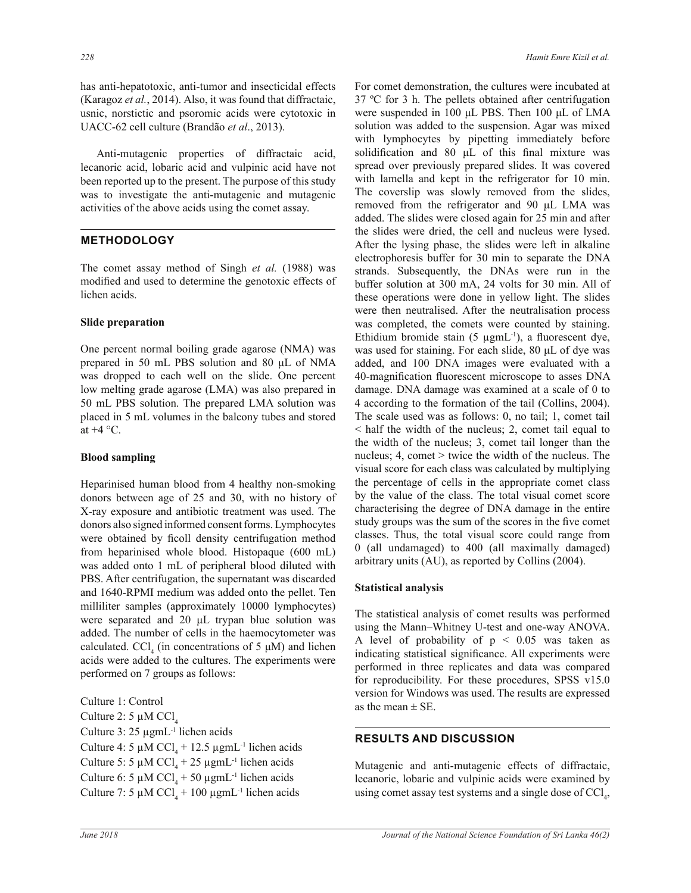has anti-hepatotoxic, anti-tumor and insecticidal effects (Karagoz *et al.*, 2014). Also, it was found that diffractaic, usnic, norstictic and psoromic acids were cytotoxic in UACC-62 cell culture (Brandão *et al*., 2013).

Anti-mutagenic properties of diffractaic acid, lecanoric acid, lobaric acid and vulpinic acid have not been reported up to the present. The purpose of this study was to investigate the anti-mutagenic and mutagenic activities of the above acids using the comet assay.

## METHODOLOGY

The comet assay method of Singh *et al.* (1988) was modified and used to determine the genotoxic effects of lichen acids.

### Slide preparation

One percent normal boiling grade agarose (NMA) was prepared in 50 mL PBS solution and 80 µL of NMA was dropped to each well on the slide. One percent low melting grade agarose (LMA) was also prepared in 50 mL PBS solution. The prepared LMA solution was placed in 5 mL volumes in the balcony tubes and stored at +4 °C.

### Blood sampling

Heparinised human blood from 4 healthy non-smoking donors between age of 25 and 30, with no history of X-ray exposure and antibiotic treatment was used. The donors also signed informed consent forms. Lymphocytes were obtained by ficoll density centrifugation method from heparinised whole blood. Histopaque (600 mL) was added onto 1 mL of peripheral blood diluted with PBS. After centrifugation, the supernatant was discarded and 1640-RPMI medium was added onto the pellet. Ten milliliter samples (approximately 10000 lymphocytes) were separated and 20 µL trypan blue solution was added. The number of cells in the haemocytometer was calculated. $CCl_4$ (in concentrations of 5 µM) and lichen acids were added to the cultures. The experiments were performed on 7 groups as follows:

Culture 1: Control
Culture 2: 5 µM $CCl_4$
Culture 3: 25 µgm$L^{-1}$ lichen acids
Culture 4: 5 µM $CCl_4$ + 12.5 µgm$L^{-1}$ lichen acids
Culture 5: 5 µM $CCl_4$ + 25 µgm$L^{-1}$ lichen acids
Culture 6: 5 µM $CCl_4$ + 50 µgm$L^{-1}$ lichen acids
Culture 7: 5 µM $CCl_4$ + 100 µgm$L^{-1}$ lichen acids

For comet demonstration, the cultures were incubated at 37 ºC for 3 h. The pellets obtained after centrifugation were suspended in 100 µL PBS. Then 100 µL of LMA solution was added to the suspension. Agar was mixed with lymphocytes by pipetting immediately before solidification and 80 µL of this final mixture was spread over previously prepared slides. It was covered with lamella and kept in the refrigerator for 10 min. The coverslip was slowly removed from the slides, removed from the refrigerator and 90 µL LMA was added. The slides were closed again for 25 min and after the slides were dried, the cell and nucleus were lysed. After the lysing phase, the slides were left in alkaline electrophoresis buffer for 30 min to separate the DNA strands. Subsequently, the DNAs were run in the buffer solution at 300 mA, 24 volts for 30 min. All of these operations were done in yellow light. The slides were then neutralised. After the neutralisation process was completed, the comets were counted by staining. Ethidium bromide stain (5 µgm$L^{-1}$), a fluorescent dye, was used for staining. For each slide, 80 µL of dye was added, and 100 DNA images were evaluated with a 40-magnification fluorescent microscope to asses DNA damage. DNA damage was examined at a scale of 0 to 4 according to the formation of the tail (Collins, 2004). The scale used was as follows: 0, no tail; 1, comet tail < half the width of the nucleus; 2, comet tail equal to the width of the nucleus; 3, comet tail longer than the nucleus; 4, comet > twice the width of the nucleus. The visual score for each class was calculated by multiplying the percentage of cells in the appropriate comet class by the value of the class. The total visual comet score characterising the degree of DNA damage in the entire study groups was the sum of the scores in the five comet classes. Thus, the total visual score could range from 0 (all undamaged) to 400 (all maximally damaged) arbitrary units (AU), as reported by Collins (2004).

### Statistical analysis

The statistical analysis of comet results was performed using the Mann–Whitney U-test and one-way ANOVA. A level of probability of $p < 0.05$ was taken as indicating statistical significance. All experiments were performed in three replicates and data was compared for reproducibility. For these procedures, SPSS v15.0 version for Windows was used. The results are expressed as the mean ± SE.

## RESULTS AND DISCUSSION

Mutagenic and anti-mutagenic effects of diffractaic, lecanoric, lobaric and vulpinic acids were examined by using comet assay test systems and a single dose of $CCl_4$,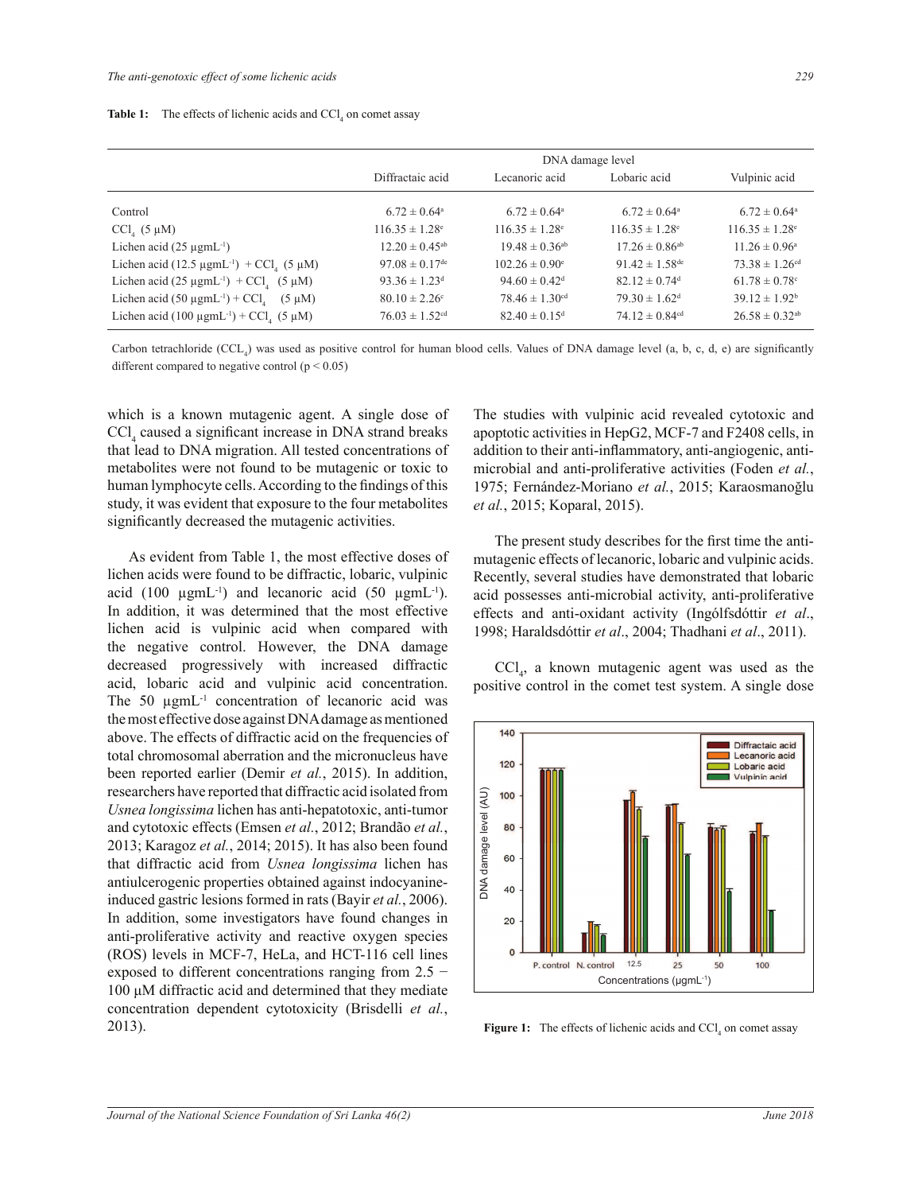**Table 1:** The effects of lichenic acids and $CCl_4$ on comet assay

| | DNA damage level | | | |
|---|---|---|---|---|
| | Diffractaic acid | Lecanoric acid | Lobaric acid | Vulpinic acid |
| Control | $6.72 \pm 0.64^{a}$ | $6.72 \pm 0.64^{a}$ | $6.72 \pm 0.64^{a}$ | $6.72 \pm 0.64^{a}$ |
| $CCl_4$ (5 µM) | $116.35 \pm 1.28^{e}$ | $116.35 \pm 1.28^{e}$ | $116.35 \pm 1.28^{e}$ | $116.35 \pm 1.28^{e}$ |
| Lichen acid (25 µgmL$^{-1}$) | $12.20 \pm 0.45^{ab}$ | $19.48 \pm 0.36^{ab}$ | $17.26 \pm 0.86^{ab}$ | $11.26 \pm 0.96^{a}$ |
| Lichen acid (12.5 µgmL$^{-1}$) + $CCl_4$ (5 µM) | $97.08 \pm 0.17^{de}$ | $102.26 \pm 0.90^{e}$ | $91.42 \pm 1.58^{de}$ | $73.38 \pm 1.26^{cd}$ |
| Lichen acid (25 µgmL$^{-1}$) + $CCl_4$ (5 µM) | $93.36 \pm 1.23^{d}$ | $94.60 \pm 0.42^{d}$ | $82.12 \pm 0.74^{d}$ | $61.78 \pm 0.78^{c}$ |
| Lichen acid (50 µgmL$^{-1}$) + $CCl_4$ (5 µM) | $80.10 \pm 2.26^{c}$ | $78.46 \pm 1.30^{cd}$ | $79.30 \pm 1.62^{d}$ | $39.12 \pm 1.92^{b}$ |
| Lichen acid (100 µgmL$^{-1}$) + $CCl_4$ (5 µM) | $76.03 \pm 1.52^{cd}$ | $82.40 \pm 0.15^{d}$ | $74.12 \pm 0.84^{cd}$ | $26.58 \pm 0.32^{ab}$ |

Carbon tetrachloride ($CCL_4$) was used as positive control for human blood cells. Values of DNA damage level (a, b, c, d, e) are significantly different compared to negative control ($p < 0.05$)

which is a known mutagenic agent. A single dose of $CCl_4$ caused a significant increase in DNA strand breaks that lead to DNA migration. All tested concentrations of metabolites were not found to be mutagenic or toxic to human lymphocyte cells. According to the findings of this study, it was evident that exposure to the four metabolites significantly decreased the mutagenic activities.

As evident from Table 1, the most effective doses of lichen acids were found to be diffractic, lobaric, vulpinic acid (100 µgmL$^{-1}$) and lecanoric acid (50 µgmL$^{-1}$). In addition, it was determined that the most effective lichen acid is vulpinic acid when compared with the negative control. However, the DNA damage decreased progressively with increased diffractic acid, lobaric acid and vulpinic acid concentration. The 50 µgmL$^{-1}$ concentration of lecanoric acid was the most effective dose against DNA damage as mentioned above. The effects of diffractic acid on the frequencies of total chromosomal aberration and the micronucleus have been reported earlier (Demir *et al.*, 2015). In addition, researchers have reported that diffractic acid isolated from *Usnea longissima* lichen has anti-hepatotoxic, anti-tumor and cytotoxic effects (Emsen *et al.*, 2012; Brandão *et al.*, 2013; Karagoz *et al.*, 2014; 2015). It has also been found that diffractic acid from *Usnea longissima* lichen has antiulcerogenic properties obtained against indocyanine-induced gastric lesions formed in rats (Bayir *et al.*, 2006). In addition, some investigators have found changes in anti-proliferative activity and reactive oxygen species (ROS) levels in MCF-7, HeLa, and HCT-116 cell lines exposed to different concentrations ranging from 2.5 − 100 µM diffractic acid and determined that they mediate concentration dependent cytotoxicity (Brisdelli *et al.*, 2013).

The studies with vulpinic acid revealed cytotoxic and apoptotic activities in HepG2, MCF-7 and F2408 cells, in addition to their anti-inflammatory, anti-angiogenic, anti-microbial and anti-proliferative activities (Foden *et al.*, 1975; Fernández-Moriano *et al.*, 2015; Karaosmanoğlu *et al.*, 2015; Koparal, 2015).

The present study describes for the first time the anti-mutagenic effects of lecanoric, lobaric and vulpinic acids. Recently, several studies have demonstrated that lobaric acid possesses anti-microbial activity, anti-proliferative effects and anti-oxidant activity (Ingólfsdóttir *et al*., 1998; Haraldsdóttir *et al*., 2004; Thadhani *et al*., 2011).

$CCl_4$, a known mutagenic agent was used as the positive control in the comet test system. A single dose

140
120
100
80
60
40
20
0
DNA damage level (AU)
Diffractaic acid
Lecanoric acid
Lobaric acid
Vulpinic acid
P. control
N. control
12.5
25
50
100
Concentrations (µgmL$^{-1}$)

**Figure 1:** The effects of lichenic acids and $CCl_4$ on comet assay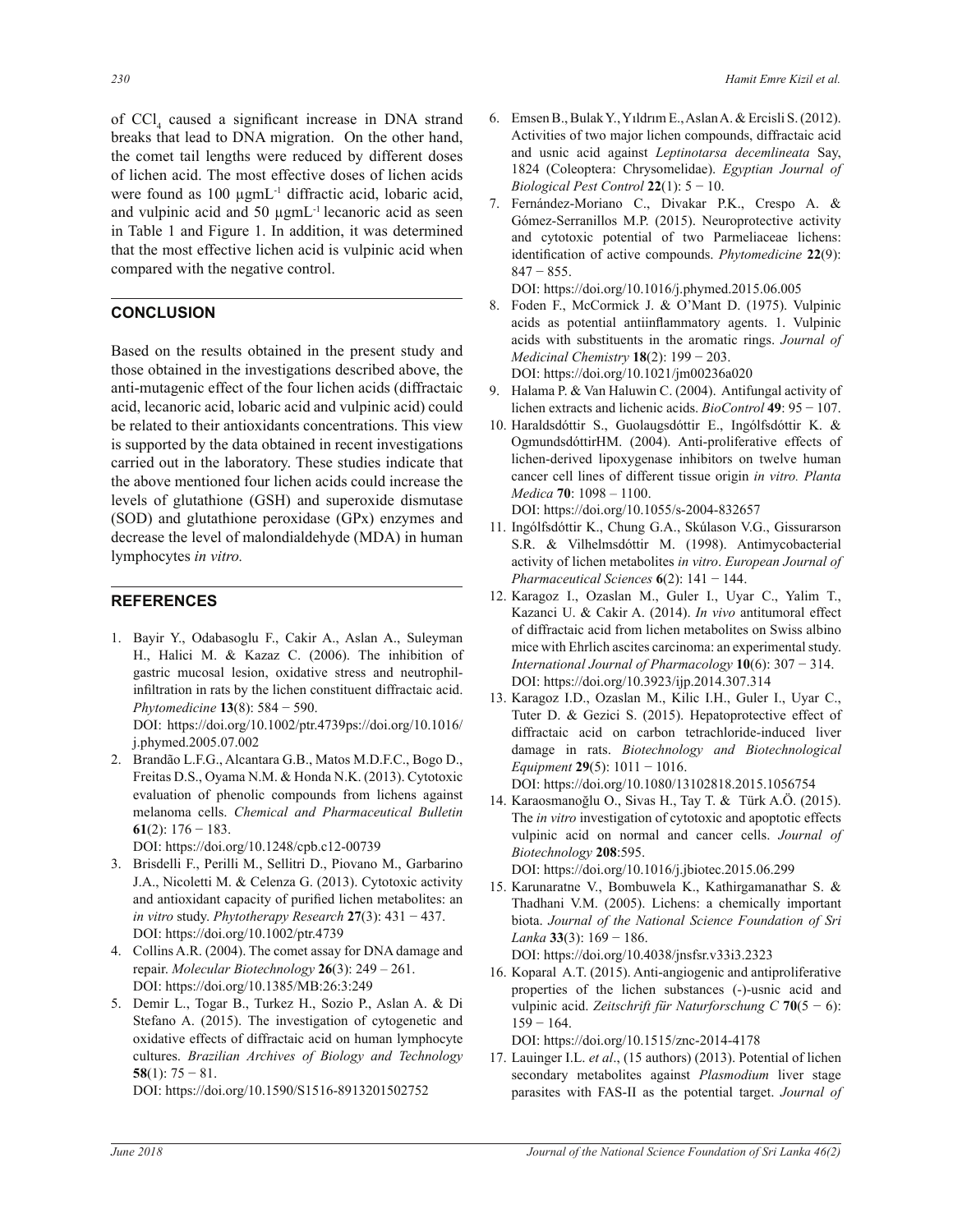of $CCl_4$ caused a significant increase in DNA strand breaks that lead to DNA migration. On the other hand, the comet tail lengths were reduced by different doses of lichen acid. The most effective doses of lichen acids were found as 100 µgmL$^{-1}$ diffractic acid, lobaric acid, and vulpinic acid and 50 µgmL$^{-1}$ lecanoric acid as seen in Table 1 and Figure 1. In addition, it was determined that the most effective lichen acid is vulpinic acid when compared with the negative control.

## CONCLUSION

Based on the results obtained in the present study and those obtained in the investigations described above, the anti-mutagenic effect of the four lichen acids (diffractaic acid, lecanoric acid, lobaric acid and vulpinic acid) could be related to their antioxidants concentrations. This view is supported by the data obtained in recent investigations carried out in the laboratory. These studies indicate that the above mentioned four lichen acids could increase the levels of glutathione (GSH) and superoxide dismutase (SOD) and glutathione peroxidase (GPx) enzymes and decrease the level of malondialdehyde (MDA) in human lymphocytes *in vitro.*

## REFERENCES

1. Bayir Y., Odabasoglu F., Cakir A., Aslan A., Suleyman H., Halici M. & Kazaz C. (2006). The inhibition of gastric mucosal lesion, oxidative stress and neutrophil-infiltration in rats by the lichen constituent diffractaic acid. *Phytomedicine* **13**(8): 584 − 590.
   DOI: https://doi.org/10.1002/ptr.4739ps://doi.org/10.1016/j.phymed.2005.07.002
2. Brandão L.F.G., Alcantara G.B., Matos M.D.F.C., Bogo D., Freitas D.S., Oyama N.M. & Honda N.K. (2013). Cytotoxic evaluation of phenolic compounds from lichens against melanoma cells. *Chemical and Pharmaceutical Bulletin* **61**(2): 176 − 183.
   DOI: https://doi.org/10.1248/cpb.c12-00739
3. Brisdelli F., Perilli M., Sellitri D., Piovano M., Garbarino J.A., Nicoletti M. & Celenza G. (2013). Cytotoxic activity and antioxidant capacity of purified lichen metabolites: an *in vitro* study. *Phytotherapy Research* **27**(3): 431 − 437.
   DOI: https://doi.org/10.1002/ptr.4739
4. Collins A.R. (2004). The comet assay for DNA damage and repair. *Molecular Biotechnology* **26**(3): 249 – 261.
   DOI: https://doi.org/10.1385/MB:26:3:249
5. Demir L., Togar B., Turkez H., Sozio P., Aslan A. & Di Stefano A. (2015). The investigation of cytogenetic and oxidative effects of diffractaic acid on human lymphocyte cultures. *Brazilian Archives of Biology and Technology* **58**(1): 75 − 81.
   DOI: https://doi.org/10.1590/S1516-8913201502752
6. Emsen B., Bulak Y., Yıldrım E., Aslan A. & Ercisli S. (2012). Activities of two major lichen compounds, diffractaic acid and usnic acid against *Leptinotarsa decemlineata* Say, 1824 (Coleoptera: Chrysomelidae). *Egyptian Journal of Biological Pest Control* **22**(1): 5 − 10.
7. Fernández-Moriano C., Divakar P.K., Crespo A. & Gómez-Serranillos M.P. (2015). Neuroprotective activity and cytotoxic potential of two Parmeliaceae lichens: identification of active compounds. *Phytomedicine* **22**(9): 847 − 855.
   DOI: https://doi.org/10.1016/j.phymed.2015.06.005
8. Foden F., McCormick J. & O'Mant D. (1975). Vulpinic acids as potential antiinflammatory agents. 1. Vulpinic acids with substituents in the aromatic rings. *Journal of Medicinal Chemistry* **18**(2): 199 − 203.
   DOI: https://doi.org/10.1021/jm00236a020
9. Halama P. & Van Haluwin C. (2004). Antifungal activity of lichen extracts and lichenic acids. *BioControl* **49**: 95 − 107.
10. Haraldsdóttir S., Guolaugsdóttir E., Ingólfsdóttir K. & OgmundsdóttirHM. (2004). Anti-proliferative effects of lichen-derived lipoxygenase inhibitors on twelve human cancer cell lines of different tissue origin *in vitro. Planta Medica* **70**: 1098 – 1100.
    DOI: https://doi.org/10.1055/s-2004-832657
11. Ingólfsdóttir K., Chung G.A., Skúlason V.G., Gissurarson S.R. & Vilhelmsdóttir M. (1998). Antimycobacterial activity of lichen metabolites *in vitro*. *European Journal of Pharmaceutical Sciences* **6**(2): 141 − 144.
12. Karagoz I., Ozaslan M., Guler I., Uyar C., Yalim T., Kazanci U. & Cakir A. (2014). *In vivo* antitumoral effect of diffractaic acid from lichen metabolites on Swiss albino mice with Ehrlich ascites carcinoma: an experimental study. *International Journal of Pharmacology* **10**(6): 307 − 314.
    DOI: https://doi.org/10.3923/ijp.2014.307.314
13. Karagoz I.D., Ozaslan M., Kilic I.H., Guler I., Uyar C., Tuter D. & Gezici S. (2015). Hepatoprotective effect of diffractaic acid on carbon tetrachloride-induced liver damage in rats. *Biotechnology and Biotechnological Equipment* **29**(5): 1011 − 1016.
    DOI: https://doi.org/10.1080/13102818.2015.1056754
14. Karaosmanoğlu O., Sivas H., Tay T. & Türk A.Ö. (2015). The *in vitro* investigation of cytotoxic and apoptotic effects vulpinic acid on normal and cancer cells. *Journal of Biotechnology* **208**:595.
    DOI: https://doi.org/10.1016/j.jbiotec.2015.06.299
15. Karunaratne V., Bombuwela K., Kathirgamanathar S. & Thadhani V.M. (2005). Lichens: a chemically important biota. *Journal of the National Science Foundation of Sri Lanka* **33**(3): 169 − 186.
    DOI: https://doi.org/10.4038/jnsfsr.v33i3.2323
16. Koparal A.T. (2015). Anti-angiogenic and antiproliferative properties of the lichen substances (-)-usnic acid and vulpinic acid. *Zeitschrift für Naturforschung C* **70**(5 − 6): 159 − 164.
    DOI: https://doi.org/10.1515/znc-2014-4178
17. Lauinger I.L. *et al*., (15 authors) (2013). Potential of lichen secondary metabolites against *Plasmodium* liver stage parasites with FAS-II as the potential target. *Journal of*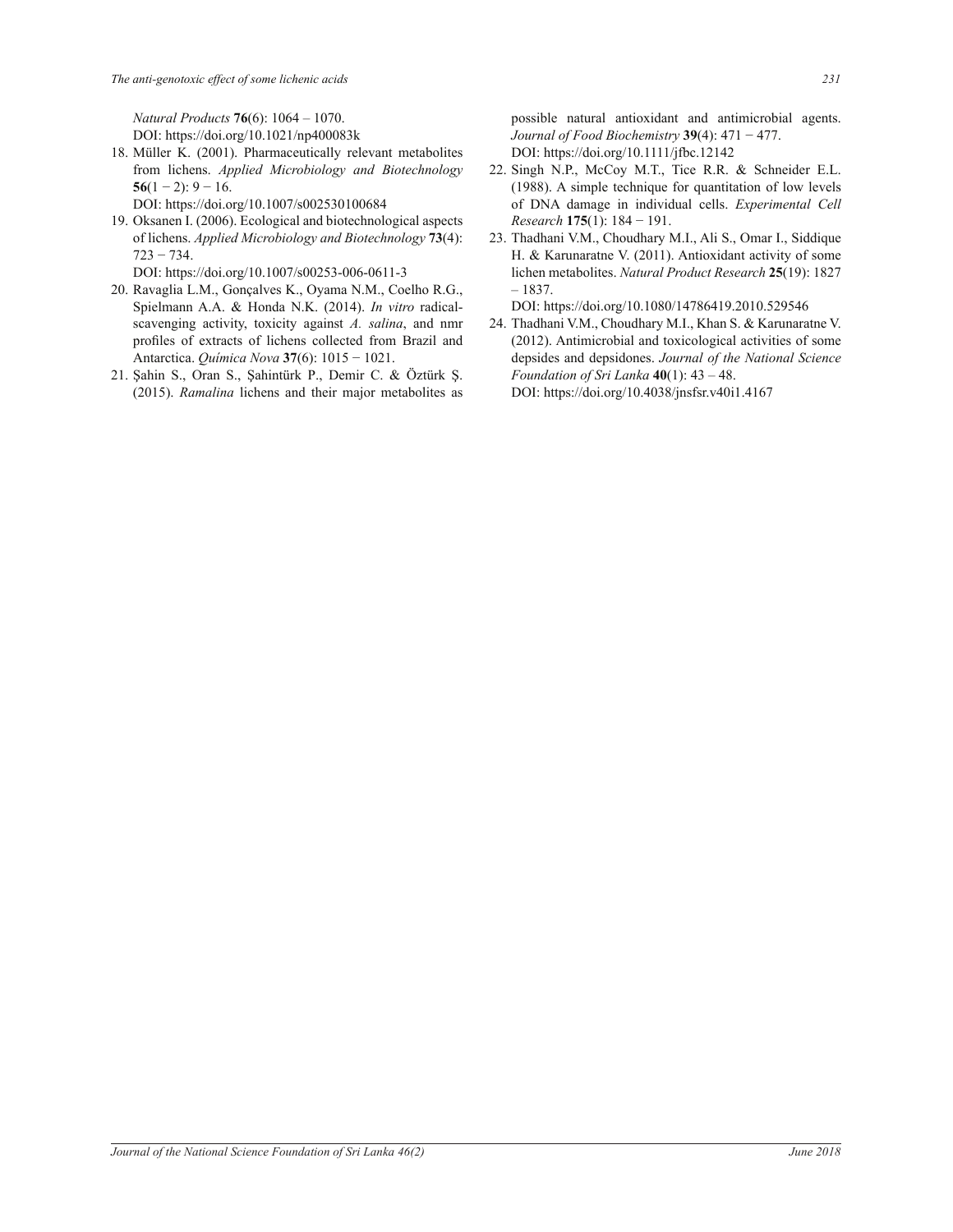*Natural Products* **76**(6): 1064 – 1070.
DOI: https://doi.org/10.1021/np400083k

18. Müller K. (2001). Pharmaceutically relevant metabolites from lichens. *Applied Microbiology and Biotechnology* **56**(1 − 2): 9 − 16.
DOI: https://doi.org/10.1007/s002530100684

19. Oksanen I. (2006). Ecological and biotechnological aspects of lichens. *Applied Microbiology and Biotechnology* **73**(4): 723 − 734.
DOI: https://doi.org/10.1007/s00253-006-0611-3

20. Ravaglia L.M., Gonçalves K., Oyama N.M., Coelho R.G., Spielmann A.A. & Honda N.K. (2014). *In vitro* radical-scavenging activity, toxicity against *A. salina*, and nmr profiles of extracts of lichens collected from Brazil and Antarctica. *Química Nova* **37**(6): 1015 − 1021.

21. Şahin S., Oran S., Şahintürk P., Demir C. & Öztürk Ş. (2015). *Ramalina* lichens and their major metabolites as possible natural antioxidant and antimicrobial agents. *Journal of Food Biochemistry* **39**(4): 471 − 477.
DOI: https://doi.org/10.1111/jfbc.12142

22. Singh N.P., McCoy M.T., Tice R.R. & Schneider E.L. (1988). A simple technique for quantitation of low levels of DNA damage in individual cells. *Experimental Cell Research* **175**(1): 184 − 191.

23. Thadhani V.M., Choudhary M.I., Ali S., Omar I., Siddique H. & Karunaratne V. (2011). Antioxidant activity of some lichen metabolites. *Natural Product Research* **25**(19): 1827 – 1837.
DOI: https://doi.org/10.1080/14786419.2010.529546

24. Thadhani V.M., Choudhary M.I., Khan S. & Karunaratne V. (2012). Antimicrobial and toxicological activities of some depsides and depsidones. *Journal of the National Science Foundation of Sri Lanka* **40**(1): 43 – 48.
DOI: https://doi.org/10.4038/jnsfsr.v40i1.4167